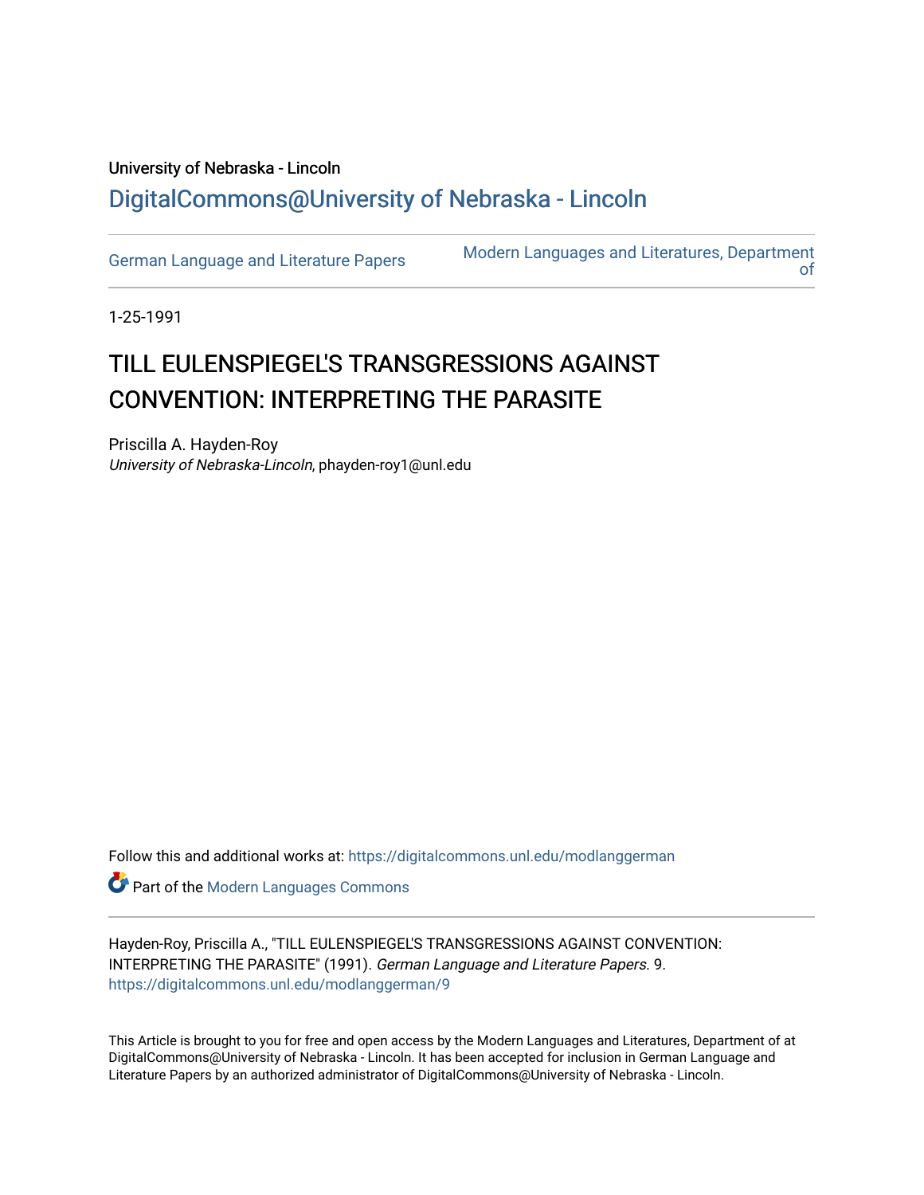University of Nebraska - Lincoln

[DigitalCommons@University of Nebraska - Lincoln](https://digitalcommons.unl.edu)

German Language and Literature Papers | Modern Languages and Literatures, Department of

1-25-1991

# TILL EULENSPIEGEL'S TRANSGRESSIONS AGAINST CONVENTION: INTERPRETING THE PARASITE

Priscilla A. Hayden-Roy
*University of Nebraska-Lincoln*, phayden-roy1@unl.edu

Follow this and additional works at: https://digitalcommons.unl.edu/modlanggerman

Part of the Modern Languages Commons

Hayden-Roy, Priscilla A., "TILL EULENSPIEGEL'S TRANSGRESSIONS AGAINST CONVENTION: INTERPRETING THE PARASITE" (1991). *German Language and Literature Papers*. 9.
https://digitalcommons.unl.edu/modlanggerman/9

This Article is brought to you for free and open access by the Modern Languages and Literatures, Department of at DigitalCommons@University of Nebraska - Lincoln. It has been accepted for inclusion in German Language and Literature Papers by an authorized administrator of DigitalCommons@University of Nebraska - Lincoln.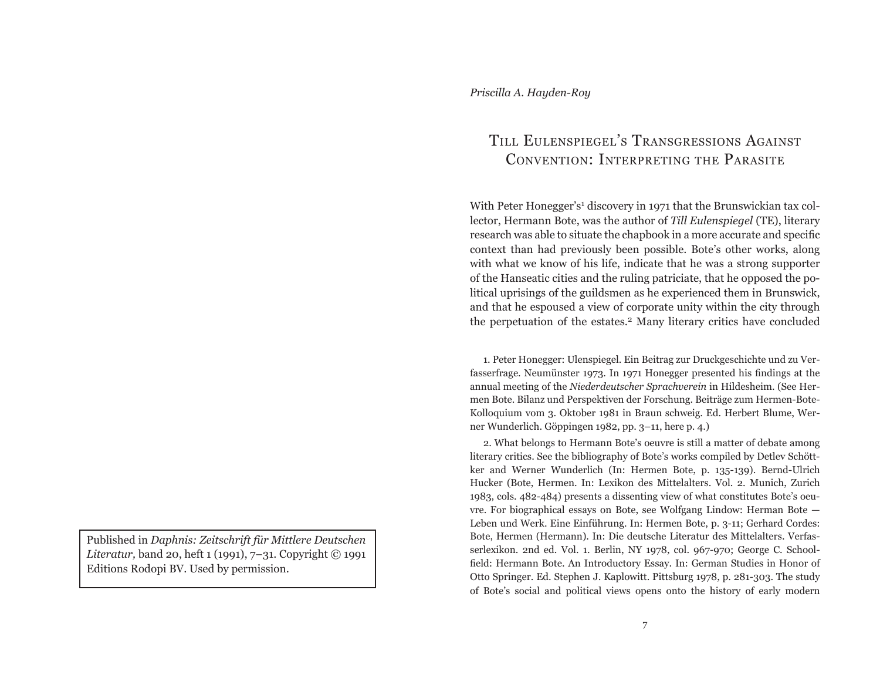*Priscilla A. Hayden-Roy*

# Till Eulenspiegel's Transgressions Against Convention: Interpreting the Parasite

With Peter Honegger's[1] discovery in 1971 that the Brunswickian tax collector, Hermann Bote, was the author of *Till Eulenspiegel* (TE), literary research was able to situate the chapbook in a more accurate and specific context than had previously been possible. Bote's other works, along with what we know of his life, indicate that he was a strong supporter of the Hanseatic cities and the ruling patriciate, that he opposed the political uprisings of the guildsmen as he experienced them in Brunswick, and that he espoused a view of corporate unity within the city through the perpetuation of the estates.[2] Many literary critics have concluded

1. Peter Honegger: Ulenspiegel. Ein Beitrag zur Druckgeschichte und zu Verfasserfrage. Neumünster 1973. In 1971 Honegger presented his findings at the annual meeting of the *Niederdeutscher Sprachverein* in Hildesheim. (See Hermen Bote. Bilanz und Perspektiven der Forschung. Beiträge zum Hermen-Bote-Kolloquium vom 3. Oktober 1981 in Braun schweig. Ed. Herbert Blume, Werner Wunderlich. Göppingen 1982, pp. 3–11, here p. 4.)

2. What belongs to Hermann Bote's oeuvre is still a matter of debate among literary critics. See the bibliography of Bote's works compiled by Detlev Schöttker and Werner Wunderlich (In: Hermen Bote, p. 135-139). Bernd-Ulrich Hucker (Bote, Hermen. In: Lexikon des Mittelalters. Vol. 2. Munich, Zurich 1983, cols. 482-484) presents a dissenting view of what constitutes Bote's oeuvre. For biographical essays on Bote, see Wolfgang Lindow: Herman Bote — Leben und Werk. Eine Einführung. In: Hermen Bote, p. 3-11; Gerhard Cordes: Bote, Hermen (Hermann). In: Die deutsche Literatur des Mittelalters. Verfasserlexikon. 2nd ed. Vol. 1. Berlin, NY 1978, col. 967-970; George C. Schoolfield: Hermann Bote. An Introductory Essay. In: German Studies in Honor of Otto Springer. Ed. Stephen J. Kaplowitt. Pittsburg 1978, p. 281-303. The study of Bote's social and political views opens onto the history of early modern

Published in *Daphnis: Zeitschrift für Mittlere Deutschen Literatur,* band 20, heft 1 (1991), 7–31. Copyright © 1991 Editions Rodopi BV. Used by permission.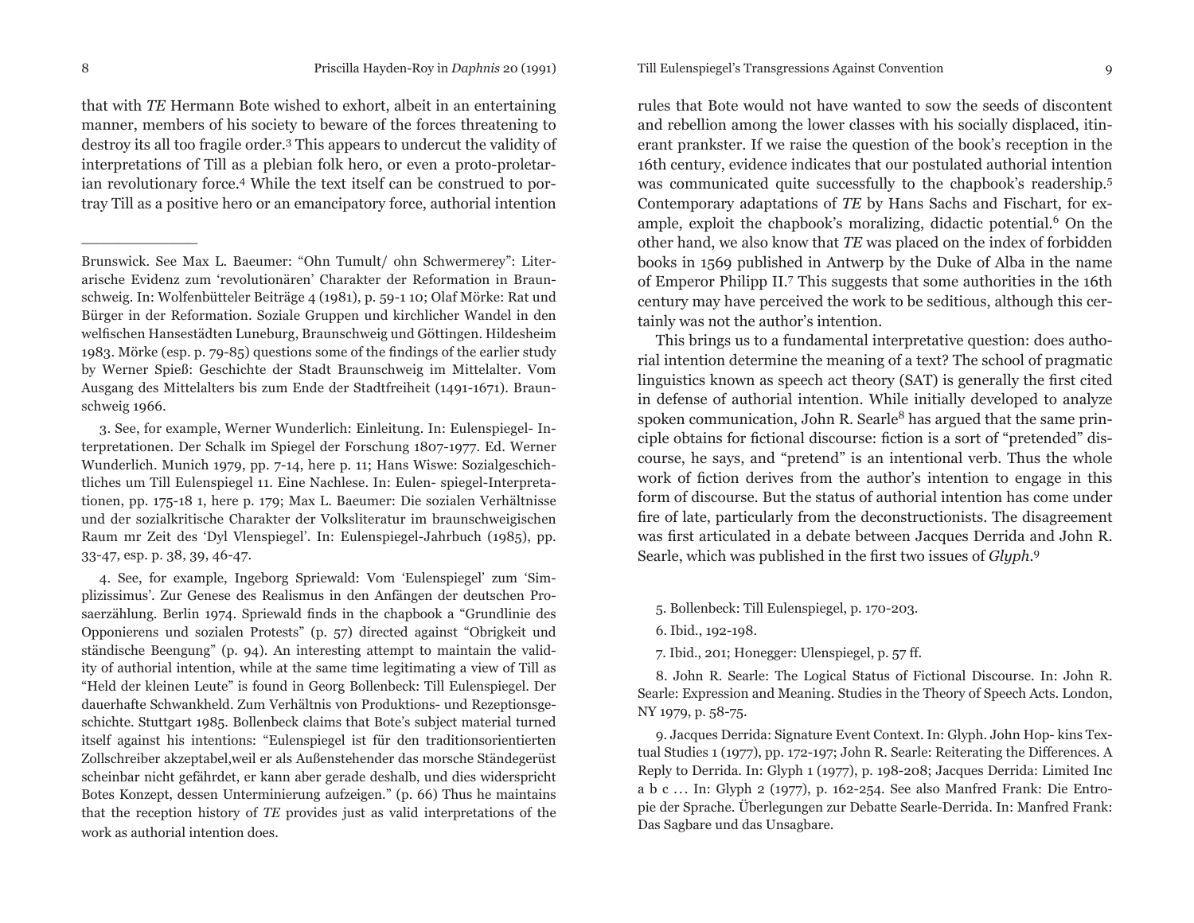that with *TE* Hermann Bote wished to exhort, albeit in an entertaining manner, members of his society to beware of the forces threatening to destroy its all too fragile order.[3] This appears to undercut the validity of interpretations of Till as a plebian folk hero, or even a proto-proletarian revolutionary force.[4] While the text itself can be construed to portray Till as a positive hero or an emancipatory force, authorial intention rules that Bote would not have wanted to sow the seeds of discontent and rebellion among the lower classes with his socially displaced, itinerant prankster. If we raise the question of the book's reception in the 16th century, evidence indicates that our postulated authorial intention was communicated quite successfully to the chapbook's readership.[5] Contemporary adaptations of *TE* by Hans Sachs and Fischart, for example, exploit the chapbook's moralizing, didactic potential.[6] On the other hand, we also know that *TE* was placed on the index of forbidden books in 1569 published in Antwerp by the Duke of Alba in the name of Emperor Philipp II.[7] This suggests that some authorities in the 16th century may have perceived the work to be seditious, although this certainly was not the author's intention.

This brings us to a fundamental interpretative question: does authorial intention determine the meaning of a text? The school of pragmatic linguistics known as speech act theory (SAT) is generally the first cited in defense of authorial intention. While initially developed to analyze spoken communication, John R. Searle[8] has argued that the same principle obtains for fictional discourse: fiction is a sort of "pretended" discourse, he says, and "pretend" is an intentional verb. Thus the whole work of fiction derives from the author's intention to engage in this form of discourse. But the status of authorial intention has come under fire of late, particularly from the deconstructionists. The disagreement was first articulated in a debate between Jacques Derrida and John R. Searle, which was published in the first two issues of *Glyph*.[9]

---

Brunswick. See Max L. Baeumer: "Ohn Tumult/ ohn Schwermerey": Literarische Evidenz zum 'revolutionären' Charakter der Reformation in Braunschweig. In: Wolfenbütteler Beiträge 4 (1981), p. 59-1 10; Olaf Mörke: Rat und Bürger in der Reformation. Soziale Gruppen und kirchlicher Wandel in den welfischen Hansestädten Luneburg, Braunschweig und Göttingen. Hildesheim 1983. Mörke (esp. p. 79-85) questions some of the findings of the earlier study by Werner Spieß: Geschichte der Stadt Braunschweig im Mittelalter. Vom Ausgang des Mittelalters bis zum Ende der Stadtfreiheit (1491-1671). Braunschweig 1966.

3. See, for example, Werner Wunderlich: Einleitung. In: Eulenspiegel- Interpretationen. Der Schalk im Spiegel der Forschung 1807-1977. Ed. Werner Wunderlich. Munich 1979, pp. 7-14, here p. 11; Hans Wiswe: Sozialgeschichtliches um Till Eulenspiegel 11. Eine Nachlese. In: Eulen- spiegel-Interpretationen, pp. 175-18 1, here p. 179; Max L. Baeumer: Die sozialen Verhältnisse und der sozialkritische Charakter der Volksliteratur im braunschweigischen Raum mr Zeit des 'Dyl Vlenspiegel'. In: Eulenspiegel-Jahrbuch (1985), pp. 33-47, esp. p. 38, 39, 46-47.

4. See, for example, Ingeborg Spriewald: Vom 'Eulenspiegel' zum 'Simplizissimus'. Zur Genese des Realismus in den Anfängen der deutschen Prosaerzählung. Berlin 1974. Spriewald finds in the chapbook a "Grundlinie des Opponierens und sozialen Protests" (p. 57) directed against "Obrigkeit und ständische Beengung" (p. 94). An interesting attempt to maintain the validity of authorial intention, while at the same time legitimating a view of Till as "Held der kleinen Leute" is found in Georg Bollenbeck: Till Eulenspiegel. Der dauerhafte Schwankheld. Zum Verhältnis von Produktions- und Rezeptionsgeschichte. Stuttgart 1985. Bollenbeck claims that Bote's subject material turned itself against his intentions: "Eulenspiegel ist für den traditionsorientierten Zollschreiber akzeptabel,weil er als Außenstehender das morsche Ständegerüst scheinbar nicht gefährdet, er kann aber gerade deshalb, und dies widerspricht Botes Konzept, dessen Unterminierung aufzeigen." (p. 66) Thus he maintains that the reception history of *TE* provides just as valid interpretations of the work as authorial intention does.

5. Bollenbeck: Till Eulenspiegel, p. 170-203.

6. Ibid., 192-198.

7. Ibid., 201; Honegger: Ulenspiegel, p. 57 ff.

8. John R. Searle: The Logical Status of Fictional Discourse. In: John R. Searle: Expression and Meaning. Studies in the Theory of Speech Acts. London, NY 1979, p. 58-75.

9. Jacques Derrida: Signature Event Context. In: Glyph. John Hop- kins Textual Studies 1 (1977), pp. 172-197; John R. Searle: Reiterating the Differences. A Reply to Derrida. In: Glyph 1 (1977), p. 198-208; Jacques Derrida: Limited Inc a b c ... In: Glyph 2 (1977), p. 162-254. See also Manfred Frank: Die Entropie der Sprache. Überlegungen zur Debatte Searle-Derrida. In: Manfred Frank: Das Sagbare und das Unsagbare.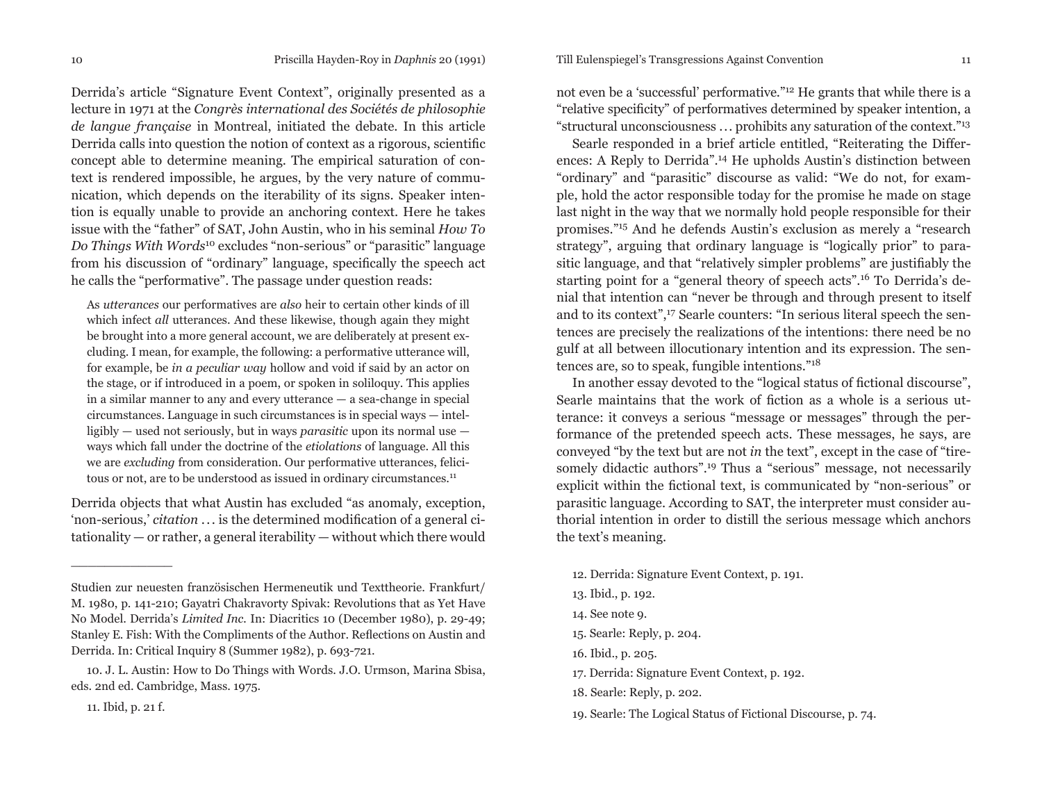Derrida's article "Signature Event Context", originally presented as a lecture in 1971 at the *Congrès international des Sociétés de philosophie de langue française* in Montreal, initiated the debate. In this article Derrida calls into question the notion of context as a rigorous, scientific concept able to determine meaning. The empirical saturation of context is rendered impossible, he argues, by the very nature of communication, which depends on the iterability of its signs. Speaker intention is equally unable to provide an anchoring context. Here he takes issue with the "father" of SAT, John Austin, who in his seminal *How To Do Things With Words*[10] excludes "non-serious" or "parasitic" language from his discussion of "ordinary" language, specifically the speech act he calls the "performative". The passage under question reads:

> As *utterances* our performatives are *also* heir to certain other kinds of ill which infect *all* utterances. And these likewise, though again they might be brought into a more general account, we are deliberately at present excluding. I mean, for example, the following: a performative utterance will, for example, be *in a peculiar way* hollow and void if said by an actor on the stage, or if introduced in a poem, or spoken in soliloquy. This applies in a similar manner to any and every utterance — a sea-change in special circumstances. Language in such circumstances is in special ways — intelligibly — used not seriously, but in ways *parasitic* upon its normal use — ways which fall under the doctrine of the *etiolations* of language. All this we are *excluding* from consideration. Our performative utterances, felicitous or not, are to be understood as issued in ordinary circumstances.[11]

Derrida objects that what Austin has excluded "as anomaly, exception, 'non-serious,' *citation* … is the determined modification of a general citationality — or rather, a general iterability — without which there would not even be a 'successful' performative."[12] He grants that while there is a "relative specificity" of performatives determined by speaker intention, a "structural unconsciousness … prohibits any saturation of the context."[13]

Searle responded in a brief article entitled, "Reiterating the Differences: A Reply to Derrida".[14] He upholds Austin's distinction between "ordinary" and "parasitic" discourse as valid: "We do not, for example, hold the actor responsible today for the promise he made on stage last night in the way that we normally hold people responsible for their promises."[15] And he defends Austin's exclusion as merely a "research strategy", arguing that ordinary language is "logically prior" to parasitic language, and that "relatively simpler problems" are justifiably the starting point for a "general theory of speech acts".[16] To Derrida's denial that intention can "never be through and through present to itself and to its context",[17] Searle counters: "In serious literal speech the sentences are precisely the realizations of the intentions: there need be no gulf at all between illocutionary intention and its expression. The sentences are, so to speak, fungible intentions."[18]

In another essay devoted to the "logical status of fictional discourse", Searle maintains that the work of fiction as a whole is a serious utterance: it conveys a serious "message or messages" through the performance of the pretended speech acts. These messages, he says, are conveyed "by the text but are not *in* the text", except in the case of "tiresomely didactic authors".[19] Thus a "serious" message, not necessarily explicit within the fictional text, is communicated by "non-serious" or parasitic language. According to SAT, the interpreter must consider authorial intention in order to distill the serious message which anchors the text's meaning.

---

Studien zur neuesten französischen Hermeneutik und Texttheorie. Frankfurt/M. 1980, p. 141-210; Gayatri Chakravorty Spivak: Revolutions that as Yet Have No Model. Derrida's *Limited Inc.* In: Diacritics 10 (December 1980), p. 29-49; Stanley E. Fish: With the Compliments of the Author. Reflections on Austin and Derrida. In: Critical Inquiry 8 (Summer 1982), p. 693-721.

10. J. L. Austin: How to Do Things with Words. J.O. Urmson, Marina Sbisa, eds. 2nd ed. Cambridge, Mass. 1975.

11. Ibid, p. 21 f.

12. Derrida: Signature Event Context, p. 191.

13. Ibid., p. 192.

14. See note 9.

15. Searle: Reply, p. 204.

16. Ibid., p. 205.

17. Derrida: Signature Event Context, p. 192.

18. Searle: Reply, p. 202.

19. Searle: The Logical Status of Fictional Discourse, p. 74.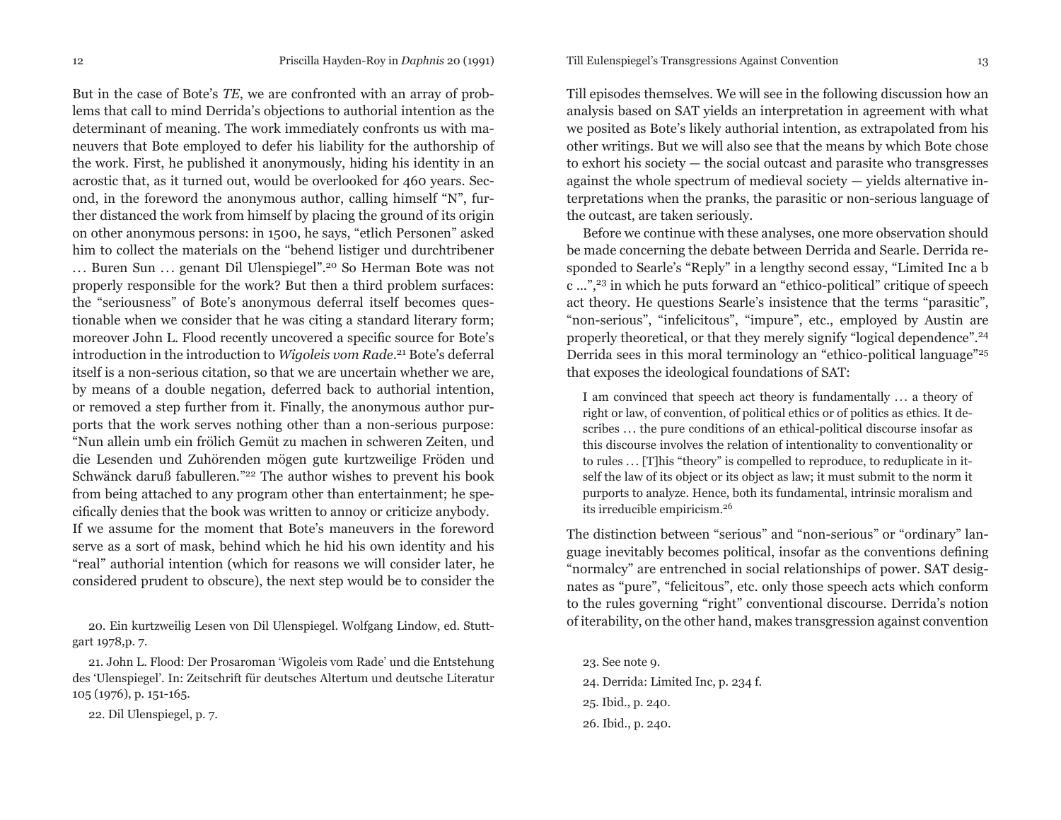But in the case of Bote's *TE*, we are confronted with an array of problems that call to mind Derrida's objections to authorial intention as the determinant of meaning. The work immediately confronts us with maneuvers that Bote employed to defer his liability for the authorship of the work. First, he published it anonymously, hiding his identity in an acrostic that, as it turned out, would be overlooked for 460 years. Second, in the foreword the anonymous author, calling himself "N", further distanced the work from himself by placing the ground of its origin on other anonymous persons: in 1500, he says, "etlich Personen" asked him to collect the materials on the "behend listiger und durchtribener … Buren Sun … genant Dil Ulenspiegel".[20] So Herman Bote was not properly responsible for the work? But then a third problem surfaces: the "seriousness" of Bote's anonymous deferral itself becomes questionable when we consider that he was citing a standard literary form; moreover John L. Flood recently uncovered a specific source for Bote's introduction in the introduction to *Wigoleis vom Rade*.[21] Bote's deferral itself is a non-serious citation, so that we are uncertain whether we are, by means of a double negation, deferred back to authorial intention, or removed a step further from it. Finally, the anonymous author purports that the work serves nothing other than a non-serious purpose: "Nun allein umb ein frölich Gemüt zu machen in schweren Zeiten, und die Lesenden und Zuhörenden mögen gute kurzweilige Fröden und Schwänck daruß fabulleren."[22] The author wishes to prevent his book from being attached to any program other than entertainment; he specifically denies that the book was written to annoy or criticize anybody.

If we assume for the moment that Bote's maneuvers in the foreword serve as a sort of mask, behind which he hid his own identity and his "real" authorial intention (which for reasons we will consider later, he considered prudent to obscure), the next step would be to consider the Till episodes themselves. We will see in the following discussion how an analysis based on SAT yields an interpretation in agreement with what we posited as Bote's likely authorial intention, as extrapolated from his other writings. But we will also see that the means by which Bote chose to exhort his society — the social outcast and parasite who transgresses against the whole spectrum of medieval society — yields alternative interpretations when the pranks, the parasitic or non-serious language of the outcast, are taken seriously.

Before we continue with these analyses, one more observation should be made concerning the debate between Derrida and Searle. Derrida responded to Searle's "Reply" in a lengthy second essay, "Limited Inc a b c ...",[23] in which he puts forward an "ethico-political" critique of speech act theory. He questions Searle's insistence that the terms "parasitic", "non-serious", "infelicitous", "impure", etc., employed by Austin are properly theoretical, or that they merely signify "logical dependence".[24] Derrida sees in this moral terminology an "ethico-political language"[25] that exposes the ideological foundations of SAT:

> I am convinced that speech act theory is fundamentally … a theory of right or law, of convention, of political ethics or of politics as ethics. It describes … the pure conditions of an ethical-political discourse insofar as this discourse involves the relation of intentionality to conventionality or to rules … [T]his "theory" is compelled to reproduce, to reduplicate in itself the law of its object or its object as law; it must submit to the norm it purports to analyze. Hence, both its fundamental, intrinsic moralism and its irreducible empiricism.[26]

The distinction between "serious" and "non-serious" or "ordinary" language inevitably becomes political, insofar as the conventions defining "normalcy" are entrenched in social relationships of power. SAT designates as "pure", "felicitous", etc. only those speech acts which conform to the rules governing "right" conventional discourse. Derrida's notion of iterability, on the other hand, makes transgression against convention

20. Ein kurtzweilig Lesen von Dil Ulenspiegel. Wolfgang Lindow, ed. Stuttgart 1978,p. 7.

21. John L. Flood: Der Prosaroman 'Wigoleis vom Rade' und die Entstehung des 'Ulenspiegel'. In: Zeitschrift für deutsches Altertum und deutsche Literatur 105 (1976), p. 151-165.

22. Dil Ulenspiegel, p. 7.

23. See note 9.

24. Derrida: Limited Inc, p. 234 f.

25. Ibid., p. 240.

26. Ibid., p. 240.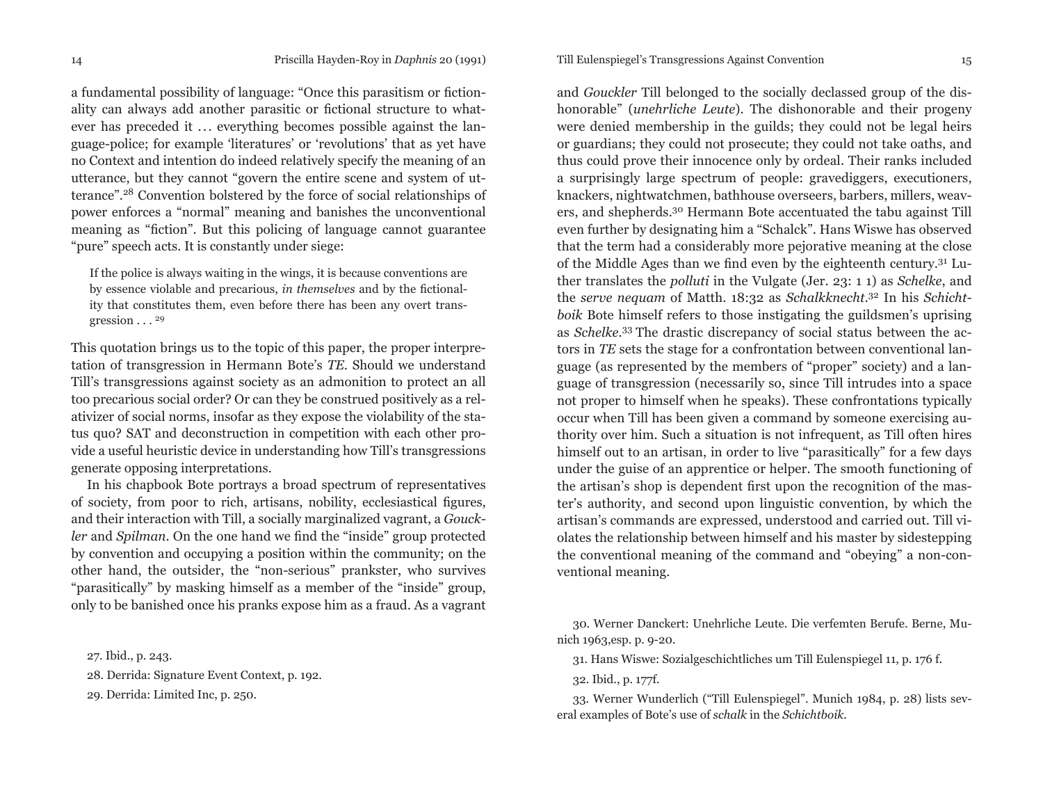a fundamental possibility of language: "Once this parasitism or fictionality can always add another parasitic or fictional structure to whatever has preceded it … everything becomes possible against the language-police; for example 'literatures' or 'revolutions' that as yet have no Context and intention do indeed relatively specify the meaning of an utterance, but they cannot "govern the entire scene and system of utterance".[28] Convention bolstered by the force of social relationships of power enforces a "normal" meaning and banishes the unconventional meaning as "fiction". But this policing of language cannot guarantee "pure" speech acts. It is constantly under siege:

> If the police is always waiting in the wings, it is because conventions are by essence violable and precarious, *in themselves* and by the fictionality that constitutes them, even before there has been any overt transgression . . . [29]

This quotation brings us to the topic of this paper, the proper interpretation of transgression in Hermann Bote's *TE*. Should we understand Till's transgressions against society as an admonition to protect an all too precarious social order? Or can they be construed positively as a relativizer of social norms, insofar as they expose the violability of the status quo? SAT and deconstruction in competition with each other provide a useful heuristic device in understanding how Till's transgressions generate opposing interpretations.

In his chapbook Bote portrays a broad spectrum of representatives of society, from poor to rich, artisans, nobility, ecclesiastical figures, and their interaction with Till, a socially marginalized vagrant, a *Gouckler* and *Spilman*. On the one hand we find the "inside" group protected by convention and occupying a position within the community; on the other hand, the outsider, the "non-serious" prankster, who survives "parasitically" by masking himself as a member of the "inside" group, only to be banished once his pranks expose him as a fraud. As a vagrant and *Gouckler* Till belonged to the socially declassed group of the dishonorable" (*unehrliche Leute*). The dishonorable and their progeny were denied membership in the guilds; they could not be legal heirs or guardians; they could not prosecute; they could not take oaths, and thus could prove their innocence only by ordeal. Their ranks included a surprisingly large spectrum of people: gravediggers, executioners, knackers, nightwatchmen, bathhouse overseers, barbers, millers, weavers, and shepherds.[30] Hermann Bote accentuated the tabu against Till even further by designating him a "Schalck". Hans Wiswe has observed that the term had a considerably more pejorative meaning at the close of the Middle Ages than we find even by the eighteenth century.[31] Luther translates the *polluti* in the Vulgate (Jer. 23: 1 1) as *Schelke*, and the *serve nequam* of Matth. 18:32 as *Schalkknecht*.[32] In his *Schichtboik* Bote himself refers to those instigating the guildsmen's uprising as *Schelke*.[33] The drastic discrepancy of social status between the actors in *TE* sets the stage for a confrontation between conventional language (as represented by the members of "proper" society) and a language of transgression (necessarily so, since Till intrudes into a space not proper to himself when he speaks). These confrontations typically occur when Till has been given a command by someone exercising authority over him. Such a situation is not infrequent, as Till often hires himself out to an artisan, in order to live "parasitically" for a few days under the guise of an apprentice or helper. The smooth functioning of the artisan's shop is dependent first upon the recognition of the master's authority, and second upon linguistic convention, by which the artisan's commands are expressed, understood and carried out. Till violates the relationship between himself and his master by sidestepping the conventional meaning of the command and "obeying" a non-conventional meaning.

27. Ibid., p. 243.

28. Derrida: Signature Event Context, p. 192.

29. Derrida: Limited Inc, p. 250.

30. Werner Danckert: Unehrliche Leute. Die verfemten Berufe. Berne, Munich 1963,esp. p. 9-20.

31. Hans Wiswe: Sozialgeschichtliches um Till Eulenspiegel 11, p. 176 f.

32. Ibid., p. 177f.

33. Werner Wunderlich ("Till Eulenspiegel". Munich 1984, p. 28) lists several examples of Bote's use of *schalk* in the *Schichtboik*.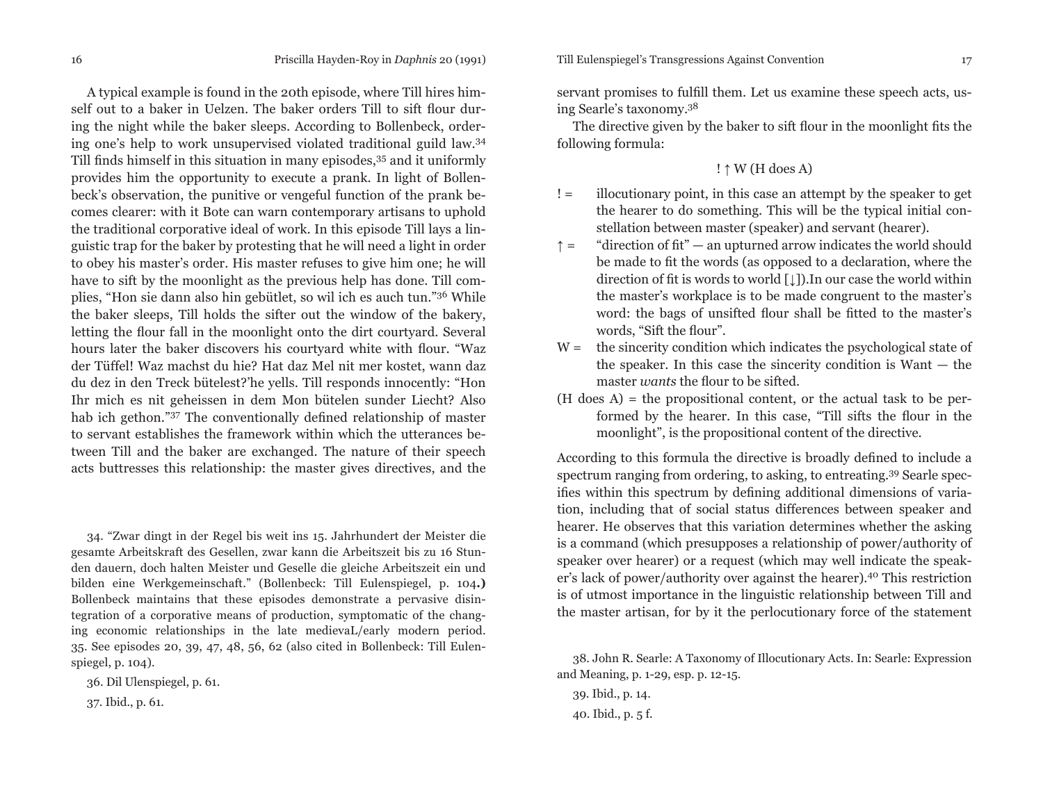A typical example is found in the 20th episode, where Till hires himself out to a baker in Uelzen. The baker orders Till to sift flour during the night while the baker sleeps. According to Bollenbeck, ordering one's help to work unsupervised violated traditional guild law.[34] Till finds himself in this situation in many episodes,[35] and it uniformly provides him the opportunity to execute a prank. In light of Bollenbeck's observation, the punitive or vengeful function of the prank becomes clearer: with it Bote can warn contemporary artisans to uphold the traditional corporative ideal of work. In this episode Till lays a linguistic trap for the baker by protesting that he will need a light in order to obey his master's order. His master refuses to give him one; he will have to sift by the moonlight as the previous help has done. Till complies, "Hon sie dann also hin gebütlet, so wil ich es auch tun."[36] While the baker sleeps, Till holds the sifter out the window of the bakery, letting the flour fall in the moonlight onto the dirt courtyard. Several hours later the baker discovers his courtyard white with flour. "Waz der Tüffel! Waz machst du hie? Hat daz Mel nit mer kostet, wann daz du dez in den Treck bütelest?'he yells. Till responds innocently: "Hon Ihr mich es nit geheissen in dem Mon bütelen sunder Liecht? Also hab ich gethon."[37] The conventionally defined relationship of master to servant establishes the framework within which the utterances between Till and the baker are exchanged. The nature of their speech acts buttresses this relationship: the master gives directives, and the servant promises to fulfill them. Let us examine these speech acts, using Searle's taxonomy.[38]

The directive given by the baker to sift flour in the moonlight fits the following formula:

$$! \uparrow W \text{ (H does A)}$$

- ! = illocutionary point, in this case an attempt by the speaker to get the hearer to do something. This will be the typical initial constellation between master (speaker) and servant (hearer).
- ↑ = "direction of fit" — an upturned arrow indicates the world should be made to fit the words (as opposed to a declaration, where the direction of fit is words to world [↓]).In our case the world within the master's workplace is to be made congruent to the master's word: the bags of unsifted flour shall be fitted to the master's words, "Sift the flour".
- W = the sincerity condition which indicates the psychological state of the speaker. In this case the sincerity condition is Want — the master *wants* the flour to be sifted.
- (H does A) = the propositional content, or the actual task to be performed by the hearer. In this case, "Till sifts the flour in the moonlight", is the propositional content of the directive.

According to this formula the directive is broadly defined to include a spectrum ranging from ordering, to asking, to entreating.[39] Searle specifies within this spectrum by defining additional dimensions of variation, including that of social status differences between speaker and hearer. He observes that this variation determines whether the asking is a command (which presupposes a relationship of power/authority of speaker over hearer) or a request (which may well indicate the speaker's lack of power/authority over against the hearer).[40] This restriction is of utmost importance in the linguistic relationship between Till and the master artisan, for by it the perlocutionary force of the statement

34. "Zwar dingt in der Regel bis weit ins 15. Jahrhundert der Meister die gesamte Arbeitskraft des Gesellen, zwar kann die Arbeitszeit bis zu 16 Stunden dauern, doch halten Meister und Geselle die gleiche Arbeitszeit ein und bilden eine Werkgemeinschaft." (Bollenbeck: Till Eulenspiegel, p. 104.) Bollenbeck maintains that these episodes demonstrate a pervasive disintegration of a corporative means of production, symptomatic of the changing economic relationships in the late medievaL/early modern period.

35. See episodes 20, 39, 47, 48, 56, 62 (also cited in Bollenbeck: Till Eulenspiegel, p. 104).

36. Dil Ulenspiegel, p. 61.

37. Ibid., p. 61.

38. John R. Searle: A Taxonomy of Illocutionary Acts. In: Searle: Expression and Meaning, p. 1-29, esp. p. 12-15.

39. Ibid., p. 14.

40. Ibid., p. 5 f.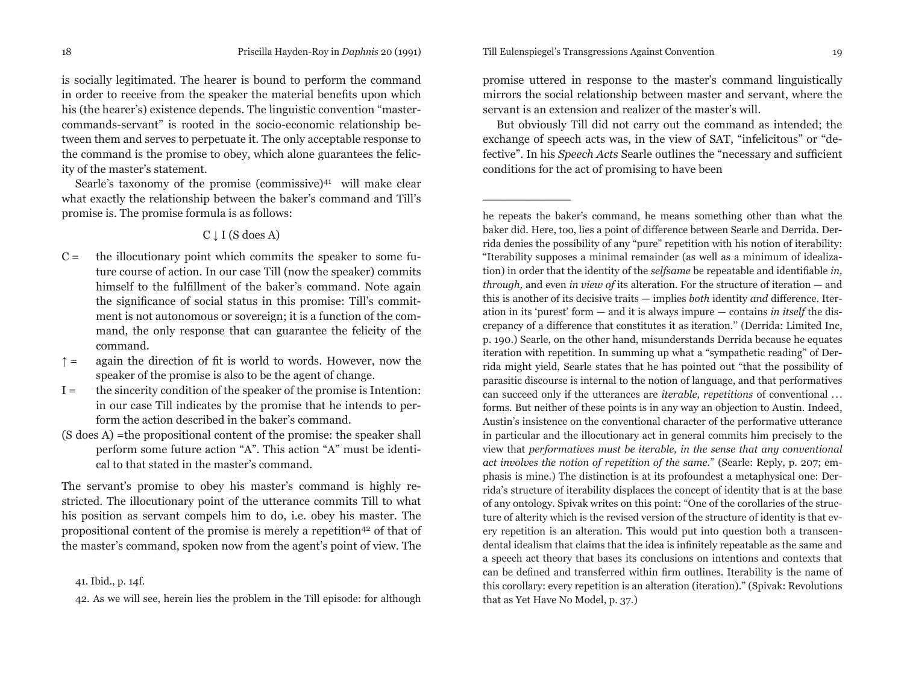is socially legitimated. The hearer is bound to perform the command in order to receive from the speaker the material benefits upon which his (the hearer's) existence depends. The linguistic convention "master-commands-servant" is rooted in the socio-economic relationship between them and serves to perpetuate it. The only acceptable response to the command is the promise to obey, which alone guarantees the felicity of the master's statement.

Searle's taxonomy of the promise (commissive)[41] will make clear what exactly the relationship between the baker's command and Till's promise is. The promise formula is as follows:

C ↓ I (S does A)

C = the illocutionary point which commits the speaker to some future course of action. In our case Till (now the speaker) commits himself to the fulfillment of the baker's command. Note again the significance of social status in this promise: Till's commitment is not autonomous or sovereign; it is a function of the command, the only response that can guarantee the felicity of the command.

↑ = again the direction of fit is world to words. However, now the speaker of the promise is also to be the agent of change.

I = the sincerity condition of the speaker of the promise is Intention: in our case Till indicates by the promise that he intends to perform the action described in the baker's command.

(S does A) =the propositional content of the promise: the speaker shall perform some future action "A". This action "A" must be identical to that stated in the master's command.

The servant's promise to obey his master's command is highly restricted. The illocutionary point of the utterance commits Till to what his position as servant compels him to do, i.e. obey his master. The propositional content of the promise is merely a repetition[42] of that of the master's command, spoken now from the agent's point of view. The promise uttered in response to the master's command linguistically mirrors the social relationship between master and servant, where the servant is an extension and realizer of the master's will.

But obviously Till did not carry out the command as intended; the exchange of speech acts was, in the view of SAT, "infelicitous" or "defective". In his *Speech Acts* Searle outlines the "necessary and sufficient conditions for the act of promising to have been

---

41. Ibid., p. 14f.

42. As we will see, herein lies the problem in the Till episode: for although he repeats the baker's command, he means something other than what the baker did. Here, too, lies a point of difference between Searle and Derrida. Derrida denies the possibility of any "pure" repetition with his notion of iterability: "Iterability supposes a minimal remainder (as well as a minimum of idealization) in order that the identity of the *selfsame* be repeatable and identifiable *in, through,* and even *in view of* its alteration. For the structure of iteration — and this is another of its decisive traits — implies *both* identity *and* difference. Iteration in its 'purest' form — and it is always impure — contains *in itself* the discrepancy of a difference that constitutes it as iteration." (Derrida: Limited Inc, p. 190.) Searle, on the other hand, misunderstands Derrida because he equates iteration with repetition. In summing up what a "sympathetic reading" of Derrida might yield, Searle states that he has pointed out "that the possibility of parasitic discourse is internal to the notion of language, and that performatives can succeed only if the utterances are *iterable, repetitions* of conventional … forms. But neither of these points is in any way an objection to Austin. Indeed, Austin's insistence on the conventional character of the performative utterance in particular and the illocutionary act in general commits him precisely to the view that *performatives must be iterable, in the sense that any conventional act involves the notion of repetition of the same.*" (Searle: Reply, p. 207; emphasis is mine.) The distinction is at its profoundest a metaphysical one: Derrida's structure of iterability displaces the concept of identity that is at the base of any ontology. Spivak writes on this point: "One of the corollaries of the structure of alterity which is the revised version of the structure of identity is that every repetition is an alteration. This would put into question both a transcendental idealism that claims that the idea is infinitely repeatable as the same and a speech act theory that bases its conclusions on intentions and contexts that can be defined and transferred within firm outlines. Iterability is the name of this corollary: every repetition is an alteration (iteration)." (Spivak: Revolutions that as Yet Have No Model, p. 37.)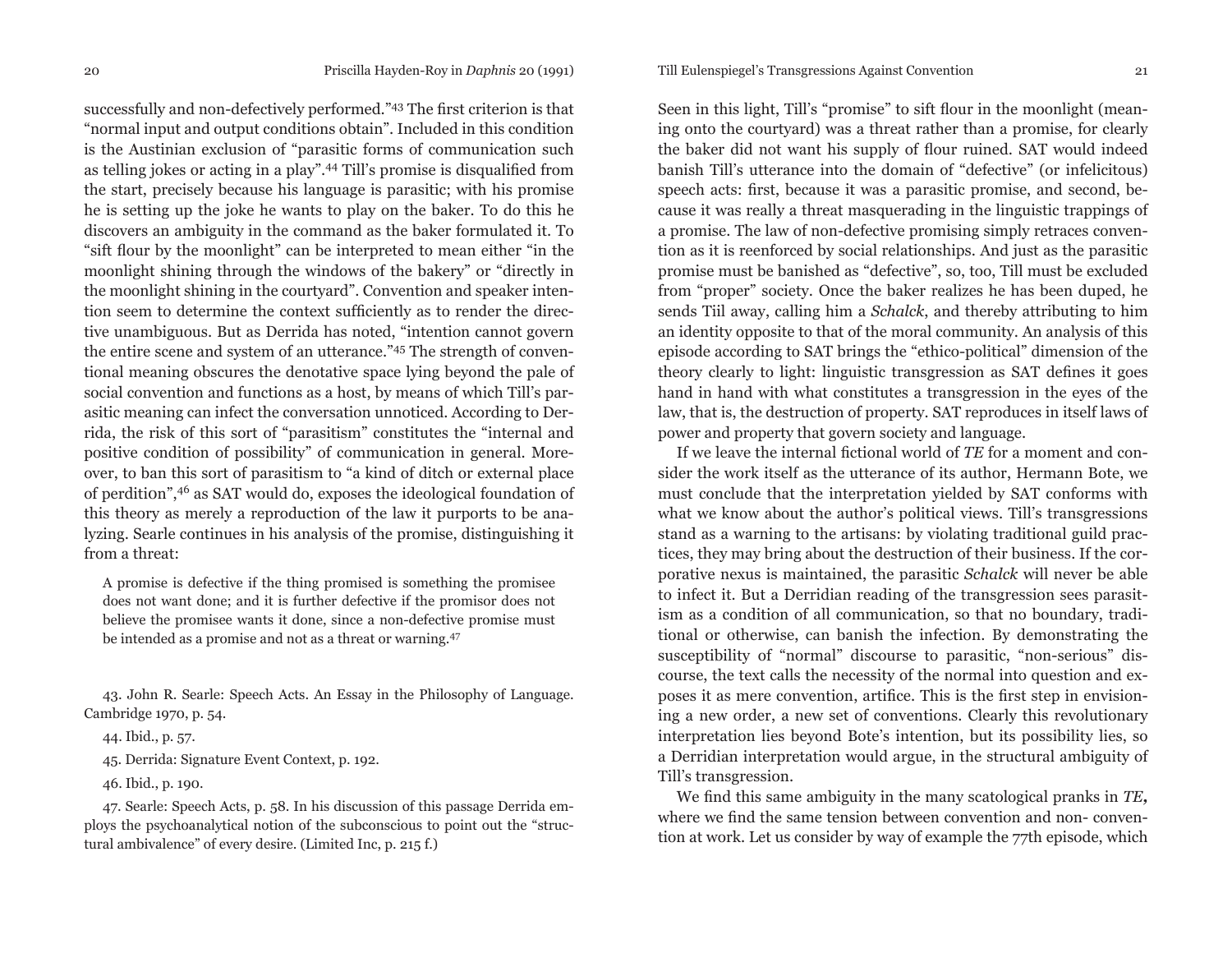successfully and non-defectively performed."[43] The first criterion is that "normal input and output conditions obtain". Included in this condition is the Austinian exclusion of "parasitic forms of communication such as telling jokes or acting in a play".[44] Till's promise is disqualified from the start, precisely because his language is parasitic; with his promise he is setting up the joke he wants to play on the baker. To do this he discovers an ambiguity in the command as the baker formulated it. To "sift flour by the moonlight" can be interpreted to mean either "in the moonlight shining through the windows of the bakery" or "directly in the moonlight shining in the courtyard". Convention and speaker intention seem to determine the context sufficiently as to render the directive unambiguous. But as Derrida has noted, "intention cannot govern the entire scene and system of an utterance."[45] The strength of conventional meaning obscures the denotative space lying beyond the pale of social convention and functions as a host, by means of which Till's parasitic meaning can infect the conversation unnoticed. According to Derrida, the risk of this sort of "parasitism" constitutes the "internal and positive condition of possibility" of communication in general. Moreover, to ban this sort of parasitism to "a kind of ditch or external place of perdition",[46] as SAT would do, exposes the ideological foundation of this theory as merely a reproduction of the law it purports to be analyzing. Searle continues in his analysis of the promise, distinguishing it from a threat:

> A promise is defective if the thing promised is something the promisee does not want done; and it is further defective if the promisor does not believe the promisee wants it done, since a non-defective promise must be intended as a promise and not as a threat or warning.[47]

43. John R. Searle: Speech Acts. An Essay in the Philosophy of Language. Cambridge 1970, p. 54.

44. Ibid., p. 57.

45. Derrida: Signature Event Context, p. 192.

46. Ibid., p. 190.

47. Searle: Speech Acts, p. 58. In his discussion of this passage Derrida employs the psychoanalytical notion of the subconscious to point out the "structural ambivalence" of every desire. (Limited Inc, p. 215 f.)

Seen in this light, Till's "promise" to sift flour in the moonlight (meaning onto the courtyard) was a threat rather than a promise, for clearly the baker did not want his supply of flour ruined. SAT would indeed banish Till's utterance into the domain of "defective" (or infelicitous) speech acts: first, because it was a parasitic promise, and second, because it was really a threat masquerading in the linguistic trappings of a promise. The law of non-defective promising simply retraces convention as it is reenforced by social relationships. And just as the parasitic promise must be banished as "defective", so, too, Till must be excluded from "proper" society. Once the baker realizes he has been duped, he sends Tiil away, calling him a *Schalck*, and thereby attributing to him an identity opposite to that of the moral community. An analysis of this episode according to SAT brings the "ethico-political" dimension of the theory clearly to light: linguistic transgression as SAT defines it goes hand in hand with what constitutes a transgression in the eyes of the law, that is, the destruction of property. SAT reproduces in itself laws of power and property that govern society and language.

If we leave the internal fictional world of *TE* for a moment and consider the work itself as the utterance of its author, Hermann Bote, we must conclude that the interpretation yielded by SAT conforms with what we know about the author's political views. Till's transgressions stand as a warning to the artisans: by violating traditional guild practices, they may bring about the destruction of their business. If the corporative nexus is maintained, the parasitic *Schalck* will never be able to infect it. But a Derridian reading of the transgression sees parasitism as a condition of all communication, so that no boundary, traditional or otherwise, can banish the infection. By demonstrating the susceptibility of "normal" discourse to parasitic, "non-serious" discourse, the text calls the necessity of the normal into question and exposes it as mere convention, artifice. This is the first step in envisioning a new order, a new set of conventions. Clearly this revolutionary interpretation lies beyond Bote's intention, but its possibility lies, so a Derridian interpretation would argue, in the structural ambiguity of Till's transgression.

We find this same ambiguity in the many scatological pranks in ***TE***, where we find the same tension between convention and non- convention at work. Let us consider by way of example the 77th episode, which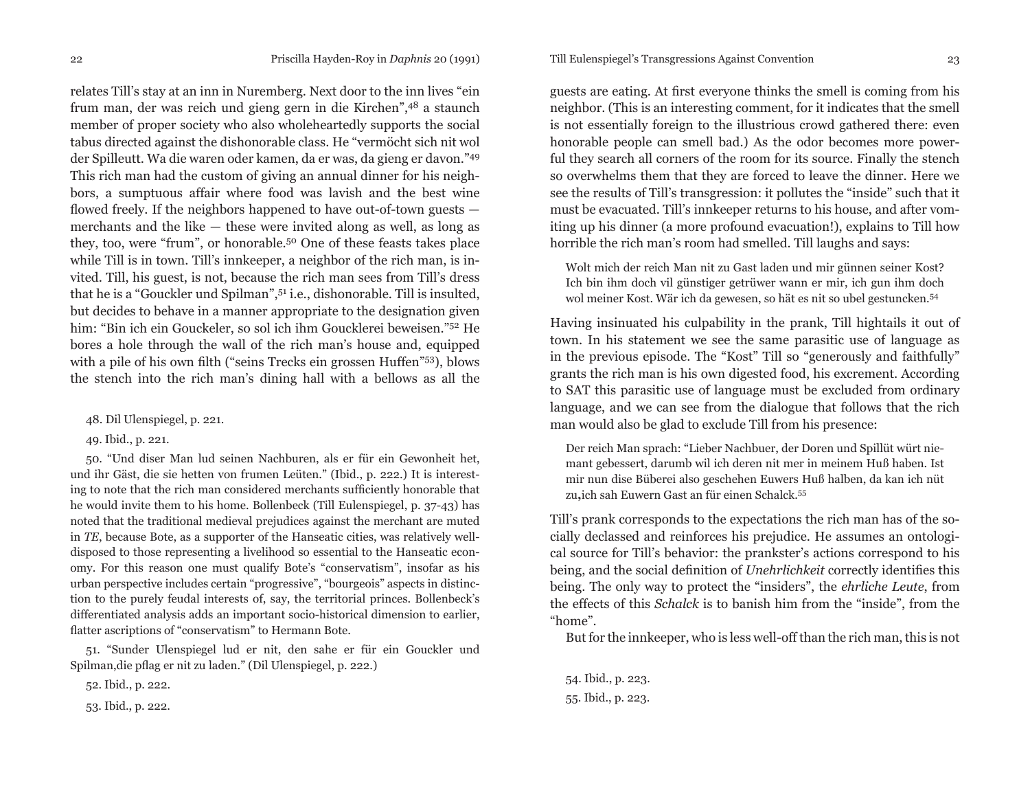relates Till's stay at an inn in Nuremberg. Next door to the inn lives "ein frum man, der was reich und gieng gern in die Kirchen",[48] a staunch member of proper society who also wholeheartedly supports the social tabus directed against the dishonorable class. He "vermöcht sich nit wol der Spilleutt. Wa die waren oder kamen, da er was, da gieng er davon."[49] This rich man had the custom of giving an annual dinner for his neighbors, a sumptuous affair where food was lavish and the best wine flowed freely. If the neighbors happened to have out-of-town guests — merchants and the like — these were invited along as well, as long as they, too, were "frum", or honorable.[50] One of these feasts takes place while Till is in town. Till's innkeeper, a neighbor of the rich man, is invited. Till, his guest, is not, because the rich man sees from Till's dress that he is a "Gouckler und Spilman",[51] i.e., dishonorable. Till is insulted, but decides to behave in a manner appropriate to the designation given him: "Bin ich ein Gouckeler, so sol ich ihm Goucklerei beweisen."[52] He bores a hole through the wall of the rich man's house and, equipped with a pile of his own filth ("seins Trecks ein grossen Huffen"[53]), blows the stench into the rich man's dining hall with a bellows as all the guests are eating. At first everyone thinks the smell is coming from his neighbor. (This is an interesting comment, for it indicates that the smell is not essentially foreign to the illustrious crowd gathered there: even honorable people can smell bad.) As the odor becomes more powerful they search all corners of the room for its source. Finally the stench so overwhelms them that they are forced to leave the dinner. Here we see the results of Till's transgression: it pollutes the "inside" such that it must be evacuated. Till's innkeeper returns to his house, and after vomiting up his dinner (a more profound evacuation!), explains to Till how horrible the rich man's room had smelled. Till laughs and says:

> Wolt mich der reich Man nit zu Gast laden und mir günnen seiner Kost? Ich bin ihm doch vil günstiger getrüwer wann er mir, ich gun ihm doch wol meiner Kost. Wär ich da gewesen, so hät es nit so ubel gestuncken.[54]

Having insinuated his culpability in the prank, Till hightails it out of town. In his statement we see the same parasitic use of language as in the previous episode. The "Kost" Till so "generously and faithfully" grants the rich man is his own digested food, his excrement. According to SAT this parasitic use of language must be excluded from ordinary language, and we can see from the dialogue that follows that the rich man would also be glad to exclude Till from his presence:

> Der reich Man sprach: "Lieber Nachbuer, der Doren und Spillüt würt niemant gebessert, darumb wil ich deren nit mer in meinem Huß haben. Ist mir nun dise Büberei also geschehen Euwers Huß halben, da kan ich nüt zu,ich sah Euwern Gast an für einen Schalck.[55]

Till's prank corresponds to the expectations the rich man has of the socially declassed and reinforces his prejudice. He assumes an ontological source for Till's behavior: the prankster's actions correspond to his being, and the social definition of *Unehrlichkeit* correctly identifies this being. The only way to protect the "insiders", the *ehrliche Leute*, from the effects of this *Schalck* is to banish him from the "inside", from the "home".

But for the innkeeper, who is less well-off than the rich man, this is not

48. Dil Ulenspiegel, p. 221.

49. Ibid., p. 221.

50. "Und diser Man lud seinen Nachburen, als er für ein Gewonheit het, und ihr Gäst, die sie hetten von frumen Leüten." (Ibid., p. 222.) It is interesting to note that the rich man considered merchants sufficiently honorable that he would invite them to his home. Bollenbeck (Till Eulenspiegel, p. 37-43) has noted that the traditional medieval prejudices against the merchant are muted in *TE*, because Bote, as a supporter of the Hanseatic cities, was relatively well-disposed to those representing a livelihood so essential to the Hanseatic economy. For this reason one must qualify Bote's "conservatism", insofar as his urban perspective includes certain "progressive", "bourgeois" aspects in distinction to the purely feudal interests of, say, the territorial princes. Bollenbeck's differentiated analysis adds an important socio-historical dimension to earlier, flatter ascriptions of "conservatism" to Hermann Bote.

51. "Sunder Ulenspiegel lud er nit, den sahe er für ein Gouckler und Spilman,die pflag er nit zu laden." (Dil Ulenspiegel, p. 222.)

52. Ibid., p. 222.

53. Ibid., p. 222.

54. Ibid., p. 223.

55. Ibid., p. 223.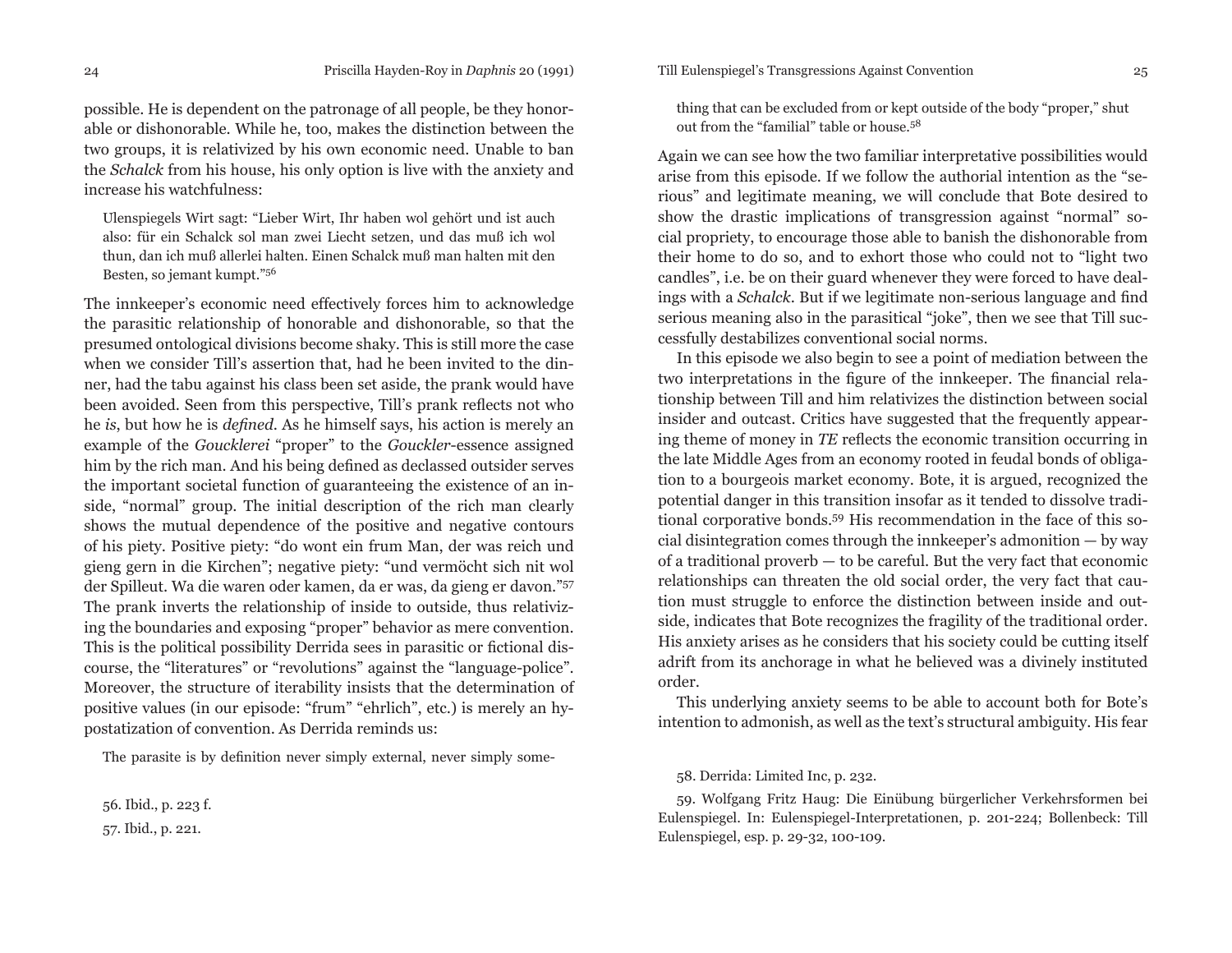possible. He is dependent on the patronage of all people, be they honorable or dishonorable. While he, too, makes the distinction between the two groups, it is relativized by his own economic need. Unable to ban the *Schalck* from his house, his only option is live with the anxiety and increase his watchfulness:

> Ulenspiegels Wirt sagt: "Lieber Wirt, Ihr haben wol gehört und ist auch also: für ein Schalck sol man zwei Liecht setzen, und das muß ich wol thun, dan ich muß allerlei halten. Einen Schalck muß man halten mit den Besten, so jemant kumpt."[56]

The innkeeper's economic need effectively forces him to acknowledge the parasitic relationship of honorable and dishonorable, so that the presumed ontological divisions become shaky. This is still more the case when we consider Till's assertion that, had he been invited to the dinner, had the tabu against his class been set aside, the prank would have been avoided. Seen from this perspective, Till's prank reflects not who he *is*, but how he is *defined*. As he himself says, his action is merely an example of the *Goucklerei* "proper" to the *Gouckler*-essence assigned him by the rich man. And his being defined as declassed outsider serves the important societal function of guaranteeing the existence of an inside, "normal" group. The initial description of the rich man clearly shows the mutual dependence of the positive and negative contours of his piety. Positive piety: "do wont ein frum Man, der was reich und gieng gern in die Kirchen"; negative piety: "und vermöcht sich nit wol der Spilleut. Wa die waren oder kamen, da er was, da gieng er davon."[57] The prank inverts the relationship of inside to outside, thus relativizing the boundaries and exposing "proper" behavior as mere convention. This is the political possibility Derrida sees in parasitic or fictional discourse, the "literatures" or "revolutions" against the "language-police". Moreover, the structure of iterability insists that the determination of positive values (in our episode: "frum" "ehrlich", etc.) is merely an hypostatization of convention. As Derrida reminds us:

> The parasite is by definition never simply external, never simply something that can be excluded from or kept outside of the body "proper," shut out from the "familial" table or house.[58]

Again we can see how the two familiar interpretative possibilities would arise from this episode. If we follow the authorial intention as the "serious" and legitimate meaning, we will conclude that Bote desired to show the drastic implications of transgression against "normal" social propriety, to encourage those able to banish the dishonorable from their home to do so, and to exhort those who could not to "light two candles", i.e. be on their guard whenever they were forced to have dealings with a *Schalck*. But if we legitimate non-serious language and find serious meaning also in the parasitical "joke", then we see that Till successfully destabilizes conventional social norms.

In this episode we also begin to see a point of mediation between the two interpretations in the figure of the innkeeper. The financial relationship between Till and him relativizes the distinction between social insider and outcast. Critics have suggested that the frequently appearing theme of money in *TE* reflects the economic transition occurring in the late Middle Ages from an economy rooted in feudal bonds of obligation to a bourgeois market economy. Bote, it is argued, recognized the potential danger in this transition insofar as it tended to dissolve traditional corporative bonds.[59] His recommendation in the face of this social disintegration comes through the innkeeper's admonition — by way of a traditional proverb — to be careful. But the very fact that economic relationships can threaten the old social order, the very fact that caution must struggle to enforce the distinction between inside and outside, indicates that Bote recognizes the fragility of the traditional order. His anxiety arises as he considers that his society could be cutting itself adrift from its anchorage in what he believed was a divinely instituted order.

This underlying anxiety seems to be able to account both for Bote's intention to admonish, as well as the text's structural ambiguity. His fear

56. Ibid., p. 223 f.

57. Ibid., p. 221.

58. Derrida: Limited Inc, p. 232.

59. Wolfgang Fritz Haug: Die Einübung bürgerlicher Verkehrsformen bei Eulenspiegel. In: Eulenspiegel-Interpretationen, p. 201-224; Bollenbeck: Till Eulenspiegel, esp. p. 29-32, 100-109.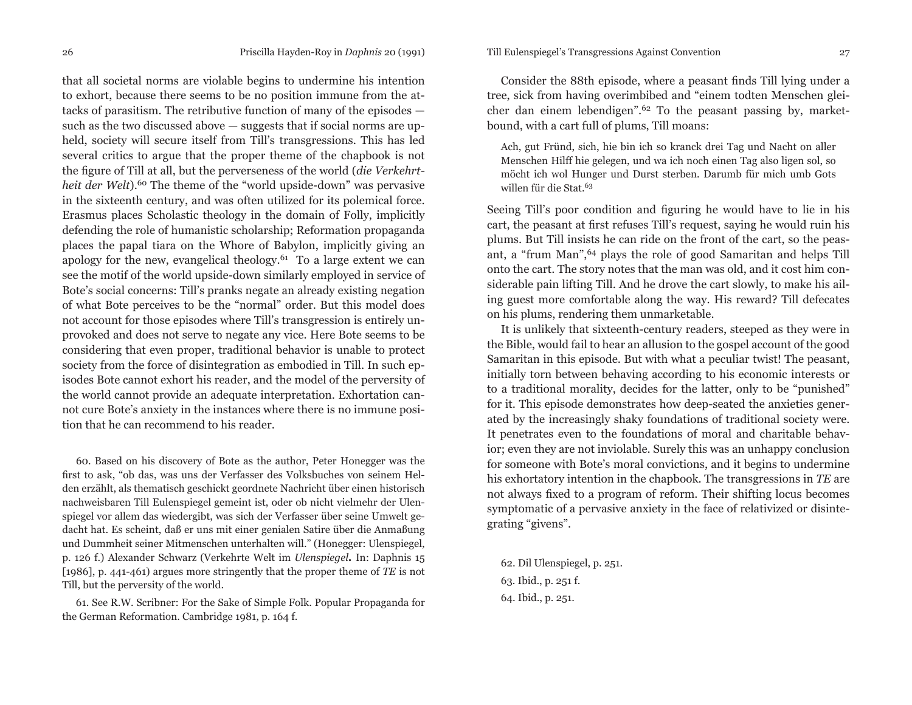that all societal norms are violable begins to undermine his intention to exhort, because there seems to be no position immune from the attacks of parasitism. The retributive function of many of the episodes — such as the two discussed above — suggests that if social norms are upheld, society will secure itself from Till's transgressions. This has led several critics to argue that the proper theme of the chapbook is not the figure of Till at all, but the perverseness of the world (*die Verkehrtheit der Welt*).[60] The theme of the "world upside-down" was pervasive in the sixteenth century, and was often utilized for its polemical force. Erasmus places Scholastic theology in the domain of Folly, implicitly defending the role of humanistic scholarship; Reformation propaganda places the papal tiara on the Whore of Babylon, implicitly giving an apology for the new, evangelical theology.[61] To a large extent we can see the motif of the world upside-down similarly employed in service of Bote's social concerns: Till's pranks negate an already existing negation of what Bote perceives to be the "normal" order. But this model does not account for those episodes where Till's transgression is entirely unprovoked and does not serve to negate any vice. Here Bote seems to be considering that even proper, traditional behavior is unable to protect society from the force of disintegration as embodied in Till. In such episodes Bote cannot exhort his reader, and the model of the perversity of the world cannot provide an adequate interpretation. Exhortation cannot cure Bote's anxiety in the instances where there is no immune position that he can recommend to his reader.

60. Based on his discovery of Bote as the author, Peter Honegger was the first to ask, "ob das, was uns der Verfasser des Volksbuches von seinem Helden erzählt, als thematisch geschickt geordnete Nachricht über einen historisch nachweisbaren Till Eulenspiegel gemeint ist, oder ob nicht vielmehr der Ulenspiegel vor allem das wiedergibt, was sich der Verfasser über seine Umwelt gedacht hat. Es scheint, daß er uns mit einer genialen Satire über die Anmaßung und Dummheit seiner Mitmenschen unterhalten will." (Honegger: Ulenspiegel, p. 126 f.) Alexander Schwarz (Verkehrte Welt im *Ulenspiegel*. In: Daphnis 15 [1986], p. 441-461) argues more stringently that the proper theme of *TE* is not Till, but the perversity of the world.

61. See R.W. Scribner: For the Sake of Simple Folk. Popular Propaganda for the German Reformation. Cambridge 1981, p. 164 f.

Consider the 88th episode, where a peasant finds Till lying under a tree, sick from having overimbibed and "einem todten Menschen gleicher dan einem lebendigen".[62] To the peasant passing by, market-bound, with a cart full of plums, Till moans:

> Ach, gut Fründ, sich, hie bin ich so kranck drei Tag und Nacht on aller Menschen Hilff hie gelegen, und wa ich noch einen Tag also ligen sol, so möcht ich wol Hunger und Durst sterben. Darumb für mich umb Gots willen für die Stat.[63]

Seeing Till's poor condition and figuring he would have to lie in his cart, the peasant at first refuses Till's request, saying he would ruin his plums. But Till insists he can ride on the front of the cart, so the peasant, a "frum Man",[64] plays the role of good Samaritan and helps Till onto the cart. The story notes that the man was old, and it cost him considerable pain lifting Till. And he drove the cart slowly, to make his ailing guest more comfortable along the way. His reward? Till defecates on his plums, rendering them unmarketable.

It is unlikely that sixteenth-century readers, steeped as they were in the Bible, would fail to hear an allusion to the gospel account of the good Samaritan in this episode. But with what a peculiar twist! The peasant, initially torn between behaving according to his economic interests or to a traditional morality, decides for the latter, only to be "punished" for it. This episode demonstrates how deep-seated the anxieties generated by the increasingly shaky foundations of traditional society were. It penetrates even to the foundations of moral and charitable behavior; even they are not inviolable. Surely this was an unhappy conclusion for someone with Bote's moral convictions, and it begins to undermine his exhortatory intention in the chapbook. The transgressions in *TE* are not always fixed to a program of reform. Their shifting locus becomes symptomatic of a pervasive anxiety in the face of relativized or disintegrating "givens".

62. Dil Ulenspiegel, p. 251.

63. Ibid., p. 251 f.

64. Ibid., p. 251.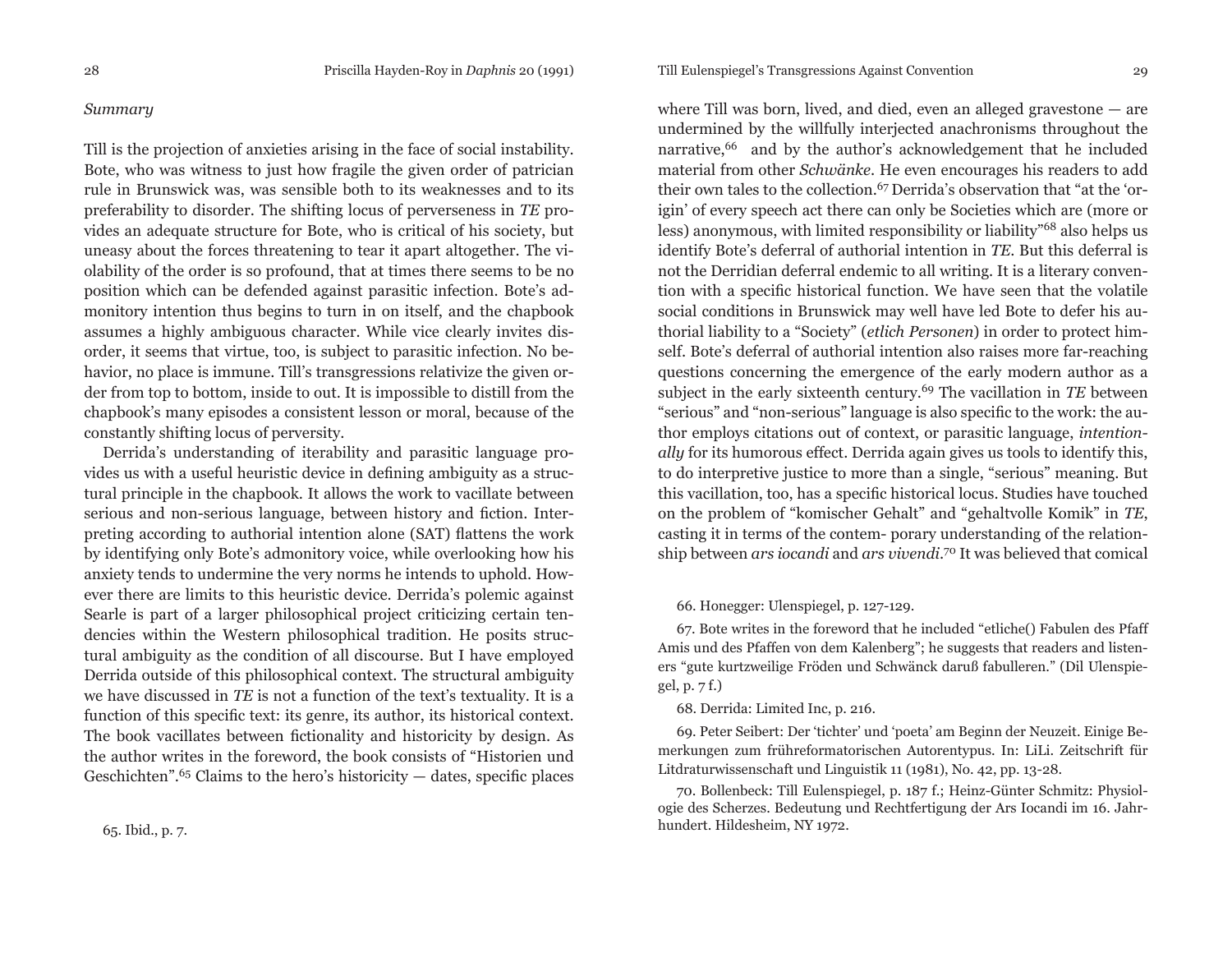*Summary*

Till is the projection of anxieties arising in the face of social instability. Bote, who was witness to just how fragile the given order of patrician rule in Brunswick was, was sensible both to its weaknesses and to its preferability to disorder. The shifting locus of perverseness in *TE* provides an adequate structure for Bote, who is critical of his society, but uneasy about the forces threatening to tear it apart altogether. The violability of the order is so profound, that at times there seems to be no position which can be defended against parasitic infection. Bote's admonitory intention thus begins to turn in on itself, and the chapbook assumes a highly ambiguous character. While vice clearly invites disorder, it seems that virtue, too, is subject to parasitic infection. No behavior, no place is immune. Till's transgressions relativize the given order from top to bottom, inside to out. It is impossible to distill from the chapbook's many episodes a consistent lesson or moral, because of the constantly shifting locus of perversity.

Derrida's understanding of iterability and parasitic language provides us with a useful heuristic device in defining ambiguity as a structural principle in the chapbook. It allows the work to vacillate between serious and non-serious language, between history and fiction. Interpreting according to authorial intention alone (SAT) flattens the work by identifying only Bote's admonitory voice, while overlooking how his anxiety tends to undermine the very norms he intends to uphold. However there are limits to this heuristic device. Derrida's polemic against Searle is part of a larger philosophical project criticizing certain tendencies within the Western philosophical tradition. He posits structural ambiguity as the condition of all discourse. But I have employed Derrida outside of this philosophical context. The structural ambiguity we have discussed in *TE* is not a function of the text's textuality. It is a function of this specific text: its genre, its author, its historical context. The book vacillates between fictionality and historicity by design. As the author writes in the foreword, the book consists of "Historien und Geschichten".[65] Claims to the hero's historicity — dates, specific places where Till was born, lived, and died, even an alleged gravestone — are undermined by the willfully interjected anachronisms throughout the narrative,[66] and by the author's acknowledgement that he included material from other *Schwänke*. He even encourages his readers to add their own tales to the collection.[67] Derrida's observation that "at the 'origin' of every speech act there can only be Societies which are (more or less) anonymous, with limited responsibility or liability"[68] also helps us identify Bote's deferral of authorial intention in *TE*. But this deferral is not the Derridian deferral endemic to all writing. It is a literary convention with a specific historical function. We have seen that the volatile social conditions in Brunswick may well have led Bote to defer his authorial liability to a "Society" (*etlich Personen*) in order to protect himself. Bote's deferral of authorial intention also raises more far-reaching questions concerning the emergence of the early modern author as a subject in the early sixteenth century.[69] The vacillation in *TE* between "serious" and "non-serious" language is also specific to the work: the author employs citations out of context, or parasitic language, *intentionally* for its humorous effect. Derrida again gives us tools to identify this, to do interpretive justice to more than a single, "serious" meaning. But this vacillation, too, has a specific historical locus. Studies have touched on the problem of "komischer Gehalt" and "gehaltvolle Komik" in *TE*, casting it in terms of the contem- porary understanding of the relationship between *ars iocandi* and *ars vivendi*.[70] It was believed that comical

65. Ibid., p. 7.

66. Honegger: Ulenspiegel, p. 127-129.

67. Bote writes in the foreword that he included "etliche() Fabulen des Pfaff Amis und des Pfaffen von dem Kalenberg"; he suggests that readers and listeners "gute kurtzweilige Fröden und Schwänck daruß fabulleren." (Dil Ulenspiegel, p. 7 f.)

68. Derrida: Limited Inc, p. 216.

69. Peter Seibert: Der 'tichter' und 'poeta' am Beginn der Neuzeit. Einige Bemerkungen zum frühreformatorischen Autorentypus. In: LiLi. Zeitschrift für Litdraturwissenschaft und Linguistik 11 (1981), No. 42, pp. 13-28.

70. Bollenbeck: Till Eulenspiegel, p. 187 f.; Heinz-Günter Schmitz: Physiologie des Scherzes. Bedeutung und Rechtfertigung der Ars Iocandi im 16. Jahrhundert. Hildesheim, NY 1972.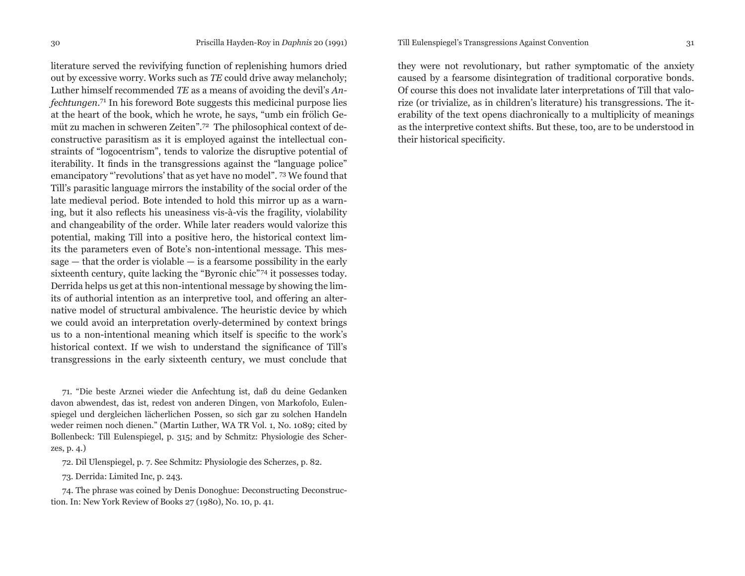literature served the revivifying function of replenishing humors dried out by excessive worry. Works such as *TE* could drive away melancholy; Luther himself recommended *TE* as a means of avoiding the devil's *Anfechtungen*.[71] In his foreword Bote suggests this medicinal purpose lies at the heart of the book, which he wrote, he says, "umb ein frölich Gemüt zu machen in schweren Zeiten".[72] The philosophical context of deconstructive parasitism as it is employed against the intellectual constraints of "logocentrism", tends to valorize the disruptive potential of iterability. It finds in the transgressions against the "language police" emancipatory "'revolutions' that as yet have no model". [73] We found that Till's parasitic language mirrors the instability of the social order of the late medieval period. Bote intended to hold this mirror up as a warning, but it also reflects his uneasiness vis-à-vis the fragility, violability and changeability of the order. While later readers would valorize this potential, making Till into a positive hero, the historical context limits the parameters even of Bote's non-intentional message. This message — that the order is violable — is a fearsome possibility in the early sixteenth century, quite lacking the "Byronic chic"[74] it possesses today. Derrida helps us get at this non-intentional message by showing the limits of authorial intention as an interpretive tool, and offering an alternative model of structural ambivalence. The heuristic device by which we could avoid an interpretation overly-determined by context brings us to a non-intentional meaning which itself is specific to the work's historical context. If we wish to understand the significance of Till's transgressions in the early sixteenth century, we must conclude that they were not revolutionary, but rather symptomatic of the anxiety caused by a fearsome disintegration of traditional corporative bonds. Of course this does not invalidate later interpretations of Till that valorize (or trivialize, as in children's literature) his transgressions. The iterability of the text opens diachronically to a multiplicity of meanings as the interpretive context shifts. But these, too, are to be understood in their historical specificity.

71. "Die beste Arznei wieder die Anfechtung ist, daß du deine Gedanken davon abwendest, das ist, redest von anderen Dingen, von Markofolo, Eulenspiegel und dergleichen lächerlichen Possen, so sich gar zu solchen Handeln weder reimen noch dienen." (Martin Luther, WA TR Vol. 1, No. 1089; cited by Bollenbeck: Till Eulenspiegel, p. 315; and by Schmitz: Physiologie des Scherzes, p. 4.)

72. Dil Ulenspiegel, p. 7. See Schmitz: Physiologie des Scherzes, p. 82.

73. Derrida: Limited Inc, p. 243.

74. The phrase was coined by Denis Donoghue: Deconstructing Deconstruction. In: New York Review of Books 27 (1980), No. 10, p. 41.